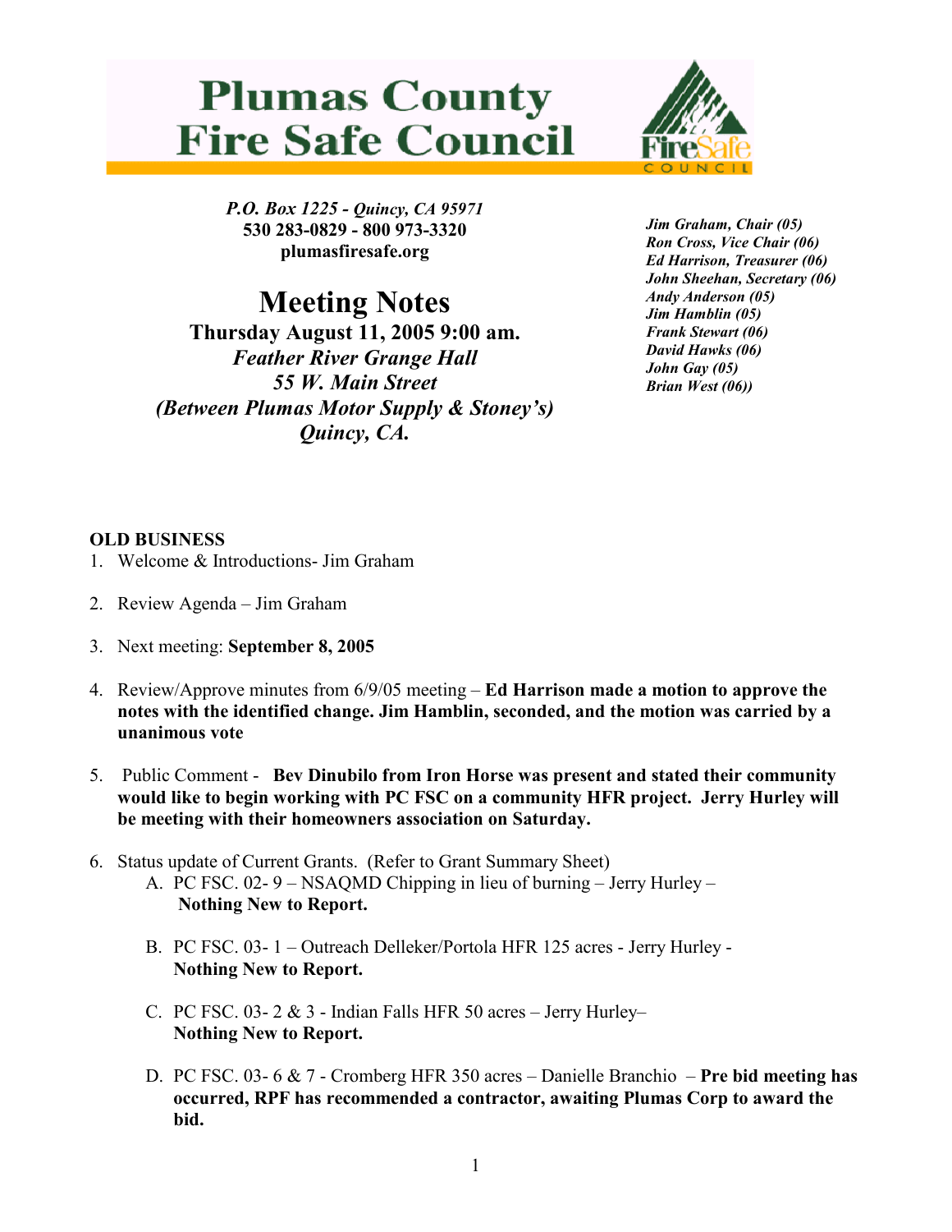# Plumas County Fire Safe Council

FireSafe COUNCIL

*P.O. Box 1225 - Quincy, CA 95971*
**530 283-0829 - 800 973-3320**
**plumasfiresafe.org**

# Meeting Notes

**Thursday August 11, 2005 9:00 am.**
***Feather River Grange Hall***
***55 W. Main Street***
***(Between Plumas Motor Supply & Stoney's)***
***Quincy, CA.***

*Jim Graham, Chair (05)*
*Ron Cross, Vice Chair (06)*
*Ed Harrison, Treasurer (06)*
*John Sheehan, Secretary (06)*
*Andy Anderson (05)*
*Jim Hamblin (05)*
*Frank Stewart (06)*
*David Hawks (06)*
*John Gay (05)*
*Brian West (06))*

**OLD BUSINESS**

1. Welcome & Introductions- Jim Graham

2. Review Agenda – Jim Graham

3. Next meeting: **September 8, 2005**

4. Review/Approve minutes from 6/9/05 meeting – **Ed Harrison made a motion to approve the notes with the identified change. Jim Hamblin, seconded, and the motion was carried by a unanimous vote**

5. Public Comment - **Bev Dinubilo from Iron Horse was present and stated their community would like to begin working with PC FSC on a community HFR project. Jerry Hurley will be meeting with their homeowners association on Saturday.**

6. Status update of Current Grants. (Refer to Grant Summary Sheet)
   A. PC FSC. 02- 9 – NSAQMD Chipping in lieu of burning – Jerry Hurley – **Nothing New to Report.**

   B. PC FSC. 03- 1 – Outreach Delleker/Portola HFR 125 acres - Jerry Hurley - **Nothing New to Report.**

   C. PC FSC. 03- 2 & 3 - Indian Falls HFR 50 acres – Jerry Hurley– **Nothing New to Report.**

   D. PC FSC. 03- 6 & 7 - Cromberg HFR 350 acres – Danielle Branchio – **Pre bid meeting has occurred, RPF has recommended a contractor, awaiting Plumas Corp to award the bid.**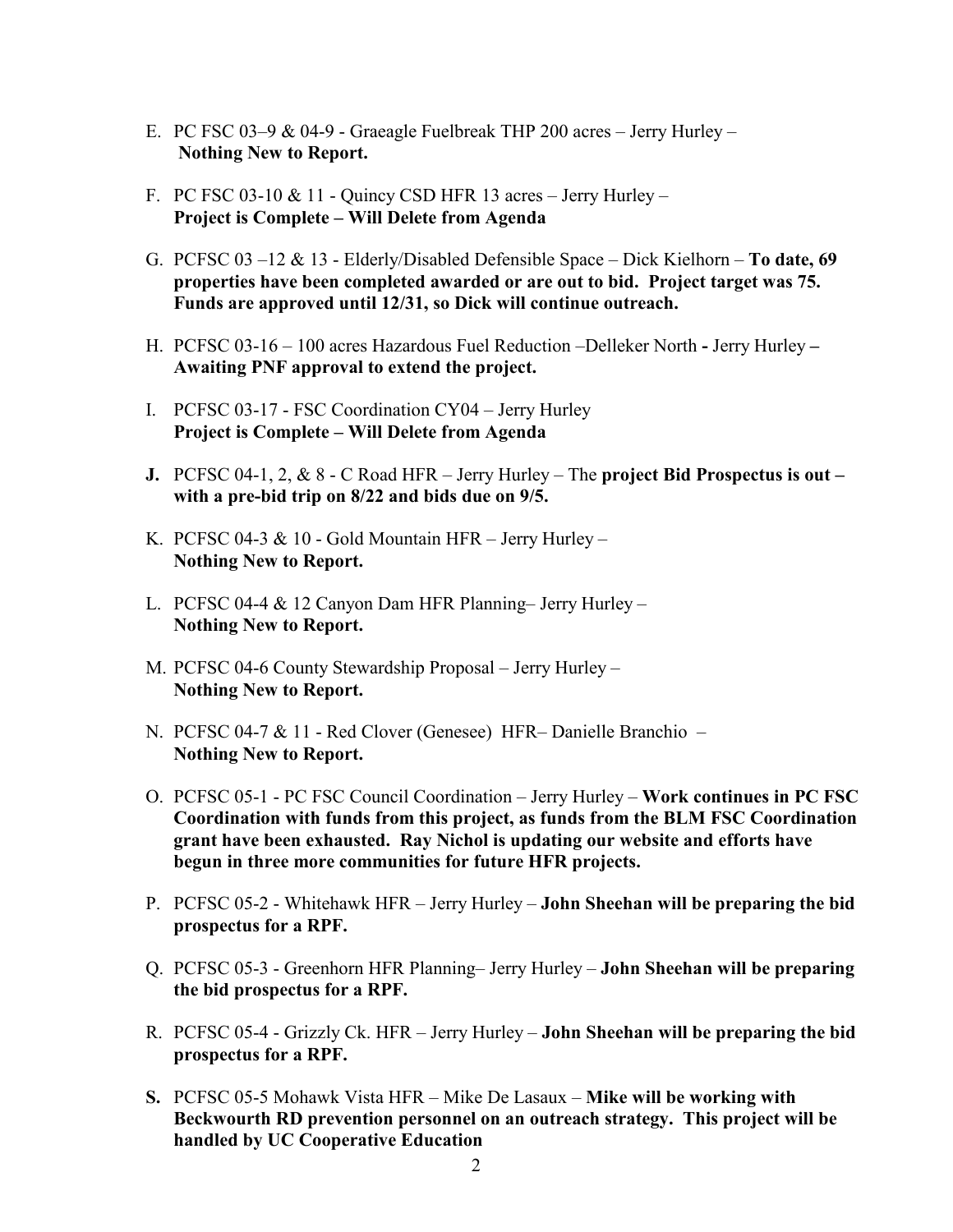E. PC FSC 03–9 & 04-9 - Graeagle Fuelbreak THP 200 acres – Jerry Hurley – **Nothing New to Report.**

F. PC FSC 03-10 & 11 - Quincy CSD HFR 13 acres – Jerry Hurley – **Project is Complete – Will Delete from Agenda**

G. PCFSC 03 –12 & 13 - Elderly/Disabled Defensible Space – Dick Kielhorn – **To date, 69 properties have been completed awarded or are out to bid. Project target was 75. Funds are approved until 12/31, so Dick will continue outreach.**

H. PCFSC 03-16 – 100 acres Hazardous Fuel Reduction –Delleker North **-** Jerry Hurley **– Awaiting PNF approval to extend the project.**

I. PCFSC 03-17 - FSC Coordination CY04 – Jerry Hurley **Project is Complete – Will Delete from Agenda**

**J.** PCFSC 04-1, 2, & 8 - C Road HFR – Jerry Hurley – The **project Bid Prospectus is out – with a pre-bid trip on 8/22 and bids due on 9/5.**

K. PCFSC 04-3 & 10 - Gold Mountain HFR – Jerry Hurley – **Nothing New to Report.**

L. PCFSC 04-4 & 12 Canyon Dam HFR Planning– Jerry Hurley – **Nothing New to Report.**

M. PCFSC 04-6 County Stewardship Proposal – Jerry Hurley – **Nothing New to Report.**

N. PCFSC 04-7 & 11 - Red Clover (Genesee) HFR– Danielle Branchio – **Nothing New to Report.**

O. PCFSC 05-1 - PC FSC Council Coordination – Jerry Hurley – **Work continues in PC FSC Coordination with funds from this project, as funds from the BLM FSC Coordination grant have been exhausted. Ray Nichol is updating our website and efforts have begun in three more communities for future HFR projects.**

P. PCFSC 05-2 - Whitehawk HFR – Jerry Hurley – **John Sheehan will be preparing the bid prospectus for a RPF.**

Q. PCFSC 05-3 - Greenhorn HFR Planning– Jerry Hurley – **John Sheehan will be preparing the bid prospectus for a RPF.**

R. PCFSC 05-4 - Grizzly Ck. HFR – Jerry Hurley – **John Sheehan will be preparing the bid prospectus for a RPF.**

**S.** PCFSC 05-5 Mohawk Vista HFR – Mike De Lasaux – **Mike will be working with Beckwourth RD prevention personnel on an outreach strategy. This project will be handled by UC Cooperative Education**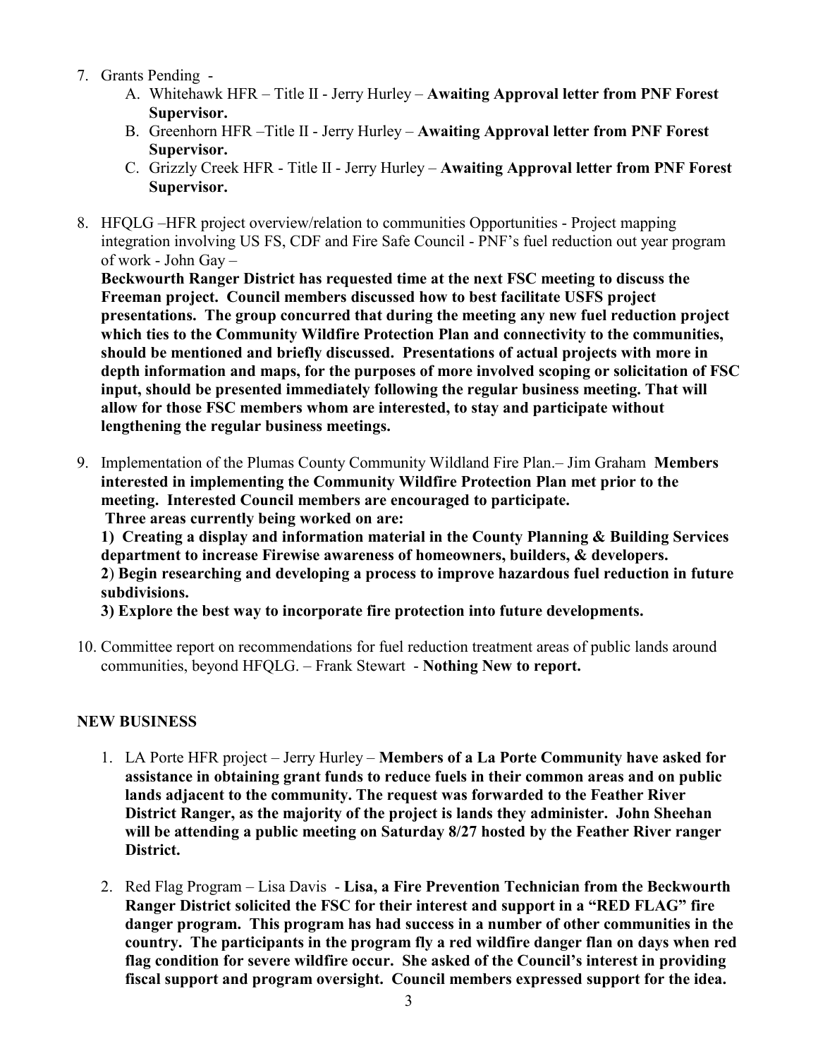7. Grants Pending -
   A. Whitehawk HFR – Title II - Jerry Hurley – **Awaiting Approval letter from PNF Forest Supervisor.**
   B. Greenhorn HFR –Title II - Jerry Hurley – **Awaiting Approval letter from PNF Forest Supervisor.**
   C. Grizzly Creek HFR - Title II - Jerry Hurley – **Awaiting Approval letter from PNF Forest Supervisor.**

8. HFQLG –HFR project overview/relation to communities Opportunities - Project mapping integration involving US FS, CDF and Fire Safe Council - PNF's fuel reduction out year program of work - John Gay –
   **Beckwourth Ranger District has requested time at the next FSC meeting to discuss the Freeman project. Council members discussed how to best facilitate USFS project presentations. The group concurred that during the meeting any new fuel reduction project which ties to the Community Wildfire Protection Plan and connectivity to the communities, should be mentioned and briefly discussed. Presentations of actual projects with more in depth information and maps, for the purposes of more involved scoping or solicitation of FSC input, should be presented immediately following the regular business meeting. That will allow for those FSC members whom are interested, to stay and participate without lengthening the regular business meetings.**

9. Implementation of the Plumas County Community Wildland Fire Plan.– Jim Graham **Members interested in implementing the Community Wildfire Protection Plan met prior to the meeting. Interested Council members are encouraged to participate.**
   **Three areas currently being worked on are:**
   **1) Creating a display and information material in the County Planning & Building Services department to increase Firewise awareness of homeowners, builders, & developers.**
   **2) Begin researching and developing a process to improve hazardous fuel reduction in future subdivisions.**
   **3) Explore the best way to incorporate fire protection into future developments.**

10. Committee report on recommendations for fuel reduction treatment areas of public lands around communities, beyond HFQLG. – Frank Stewart - **Nothing New to report.**

## NEW BUSINESS

1. LA Porte HFR project – Jerry Hurley – **Members of a La Porte Community have asked for assistance in obtaining grant funds to reduce fuels in their common areas and on public lands adjacent to the community. The request was forwarded to the Feather River District Ranger, as the majority of the project is lands they administer. John Sheehan will be attending a public meeting on Saturday 8/27 hosted by the Feather River ranger District.**

2. Red Flag Program – Lisa Davis - **Lisa, a Fire Prevention Technician from the Beckwourth Ranger District solicited the FSC for their interest and support in a "RED FLAG" fire danger program. This program has had success in a number of other communities in the country. The participants in the program fly a red wildfire danger flan on days when red flag condition for severe wildfire occur. She asked of the Council's interest in providing fiscal support and program oversight. Council members expressed support for the idea.**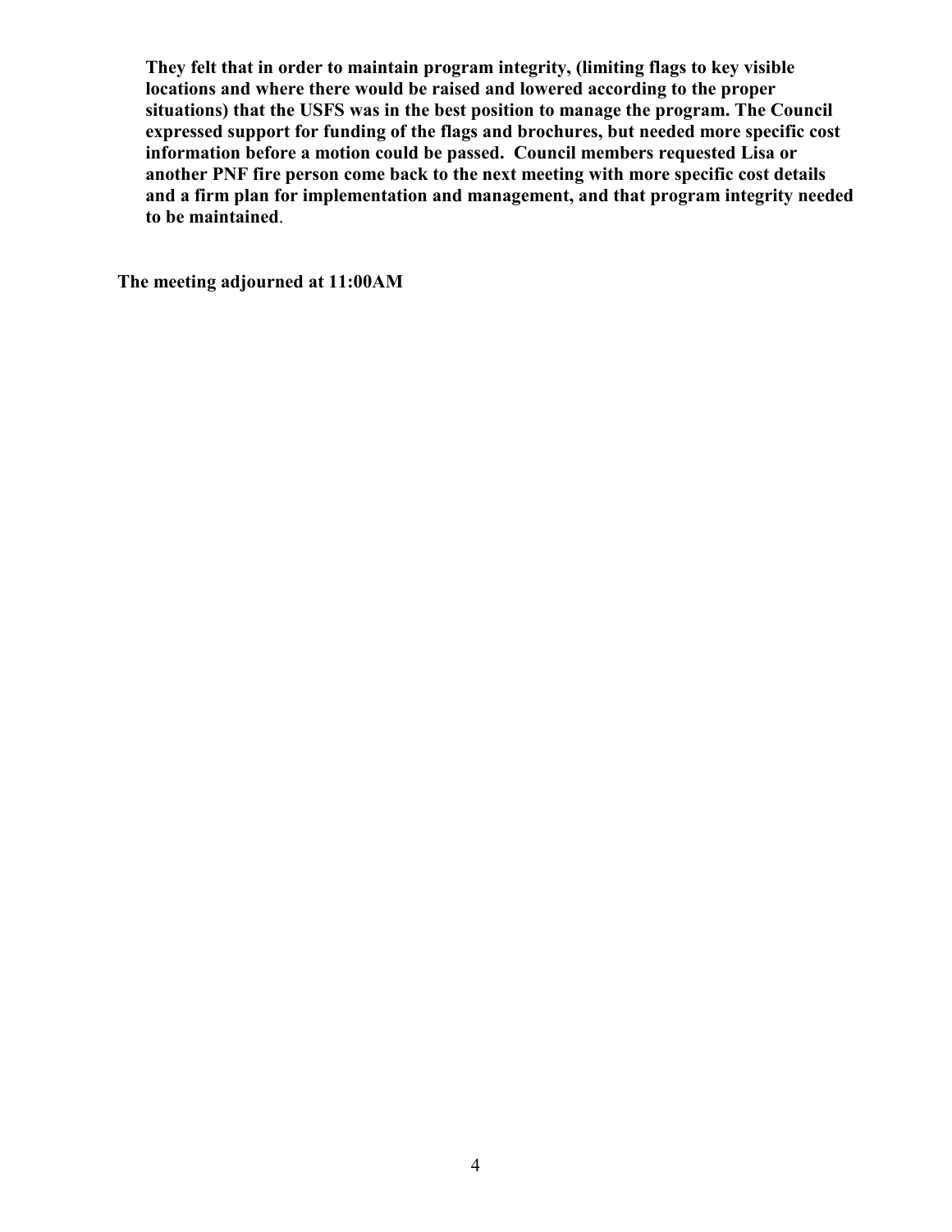**They felt that in order to maintain program integrity, (limiting flags to key visible locations and where there would be raised and lowered according to the proper situations) that the USFS was in the best position to manage the program. The Council expressed support for funding of the flags and brochures, but needed more specific cost information before a motion could be passed. Council members requested Lisa or another PNF fire person come back to the next meeting with more specific cost details and a firm plan for implementation and management, and that program integrity needed to be maintained**.

**The meeting adjourned at 11:00AM**